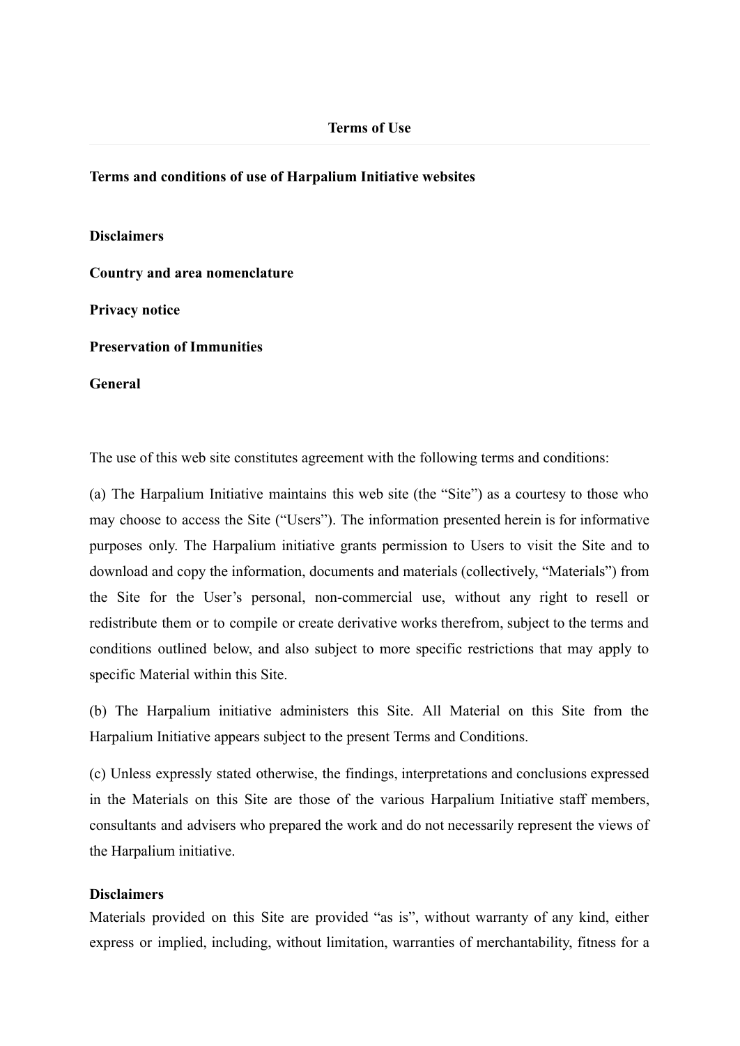# Terms of Use

## Terms and conditions of use of Harpalium Initiative websites

**Disclaimers**

**Country and area nomenclature**

**Privacy notice**

**Preservation of Immunities**

**General**

The use of this web site constitutes agreement with the following terms and conditions:

(a) The Harpalium Initiative maintains this web site (the "Site") as a courtesy to those who may choose to access the Site ("Users"). The information presented herein is for informative purposes only. The Harpalium initiative grants permission to Users to visit the Site and to download and copy the information, documents and materials (collectively, "Materials") from the Site for the User's personal, non-commercial use, without any right to resell or redistribute them or to compile or create derivative works therefrom, subject to the terms and conditions outlined below, and also subject to more specific restrictions that may apply to specific Material within this Site.

(b) The Harpalium initiative administers this Site. All Material on this Site from the Harpalium Initiative appears subject to the present Terms and Conditions.

(c) Unless expressly stated otherwise, the findings, interpretations and conclusions expressed in the Materials on this Site are those of the various Harpalium Initiative staff members, consultants and advisers who prepared the work and do not necessarily represent the views of the Harpalium initiative.

### Disclaimers

Materials provided on this Site are provided "as is", without warranty of any kind, either express or implied, including, without limitation, warranties of merchantability, fitness for a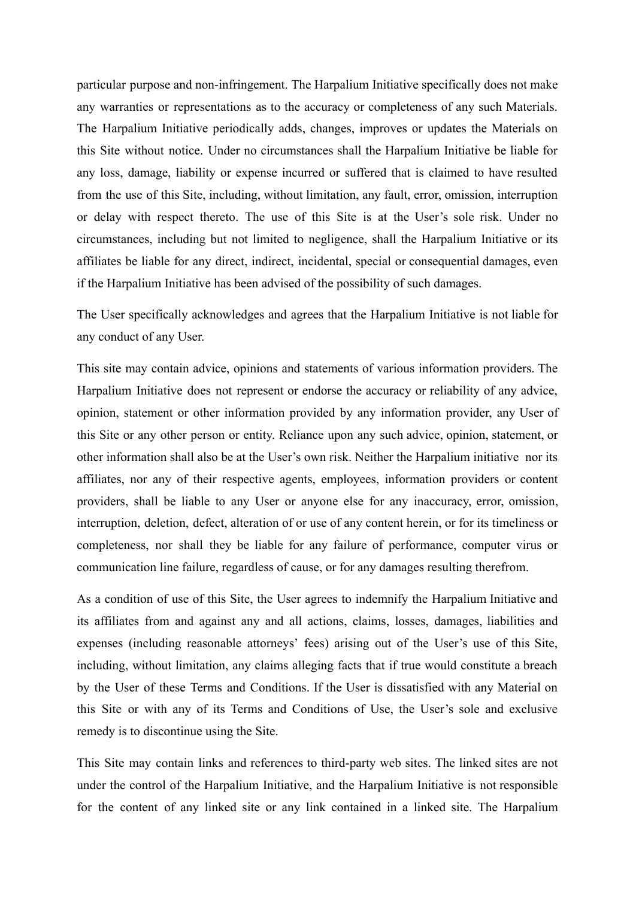particular purpose and non-infringement. The Harpalium Initiative specifically does not make any warranties or representations as to the accuracy or completeness of any such Materials. The Harpalium Initiative periodically adds, changes, improves or updates the Materials on this Site without notice. Under no circumstances shall the Harpalium Initiative be liable for any loss, damage, liability or expense incurred or suffered that is claimed to have resulted from the use of this Site, including, without limitation, any fault, error, omission, interruption or delay with respect thereto. The use of this Site is at the User's sole risk. Under no circumstances, including but not limited to negligence, shall the Harpalium Initiative or its affiliates be liable for any direct, indirect, incidental, special or consequential damages, even if the Harpalium Initiative has been advised of the possibility of such damages.

The User specifically acknowledges and agrees that the Harpalium Initiative is not liable for any conduct of any User.

This site may contain advice, opinions and statements of various information providers. The Harpalium Initiative does not represent or endorse the accuracy or reliability of any advice, opinion, statement or other information provided by any information provider, any User of this Site or any other person or entity. Reliance upon any such advice, opinion, statement, or other information shall also be at the User's own risk. Neither the Harpalium initiative nor its affiliates, nor any of their respective agents, employees, information providers or content providers, shall be liable to any User or anyone else for any inaccuracy, error, omission, interruption, deletion, defect, alteration of or use of any content herein, or for its timeliness or completeness, nor shall they be liable for any failure of performance, computer virus or communication line failure, regardless of cause, or for any damages resulting therefrom.

As a condition of use of this Site, the User agrees to indemnify the Harpalium Initiative and its affiliates from and against any and all actions, claims, losses, damages, liabilities and expenses (including reasonable attorneys' fees) arising out of the User's use of this Site, including, without limitation, any claims alleging facts that if true would constitute a breach by the User of these Terms and Conditions. If the User is dissatisfied with any Material on this Site or with any of its Terms and Conditions of Use, the User's sole and exclusive remedy is to discontinue using the Site.

This Site may contain links and references to third-party web sites. The linked sites are not under the control of the Harpalium Initiative, and the Harpalium Initiative is not responsible for the content of any linked site or any link contained in a linked site. The Harpalium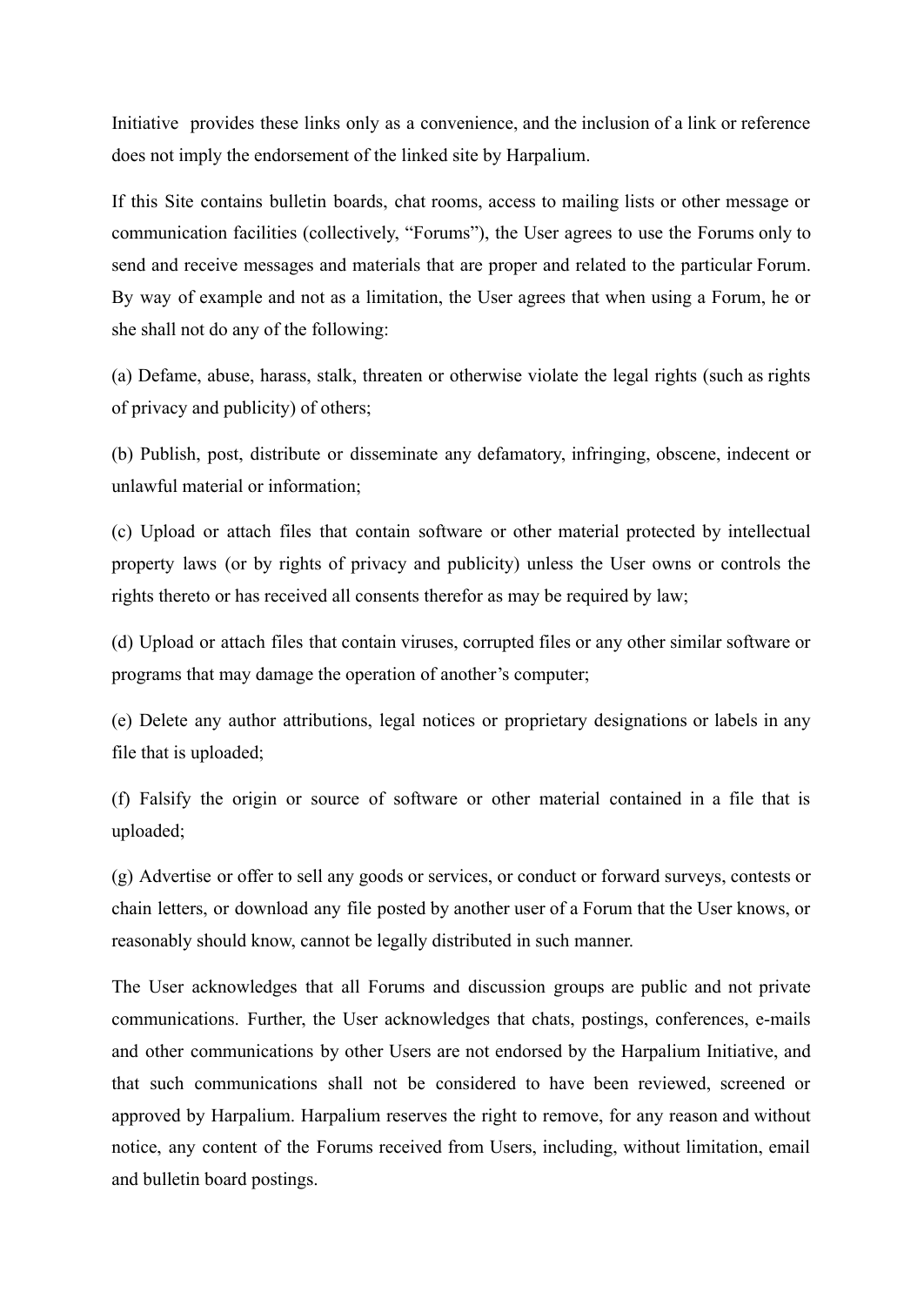Initiative provides these links only as a convenience, and the inclusion of a link or reference does not imply the endorsement of the linked site by Harpalium.

If this Site contains bulletin boards, chat rooms, access to mailing lists or other message or communication facilities (collectively, "Forums"), the User agrees to use the Forums only to send and receive messages and materials that are proper and related to the particular Forum. By way of example and not as a limitation, the User agrees that when using a Forum, he or she shall not do any of the following:

(a) Defame, abuse, harass, stalk, threaten or otherwise violate the legal rights (such as rights of privacy and publicity) of others;

(b) Publish, post, distribute or disseminate any defamatory, infringing, obscene, indecent or unlawful material or information;

(c) Upload or attach files that contain software or other material protected by intellectual property laws (or by rights of privacy and publicity) unless the User owns or controls the rights thereto or has received all consents therefor as may be required by law;

(d) Upload or attach files that contain viruses, corrupted files or any other similar software or programs that may damage the operation of another's computer;

(e) Delete any author attributions, legal notices or proprietary designations or labels in any file that is uploaded;

(f) Falsify the origin or source of software or other material contained in a file that is uploaded;

(g) Advertise or offer to sell any goods or services, or conduct or forward surveys, contests or chain letters, or download any file posted by another user of a Forum that the User knows, or reasonably should know, cannot be legally distributed in such manner.

The User acknowledges that all Forums and discussion groups are public and not private communications. Further, the User acknowledges that chats, postings, conferences, e-mails and other communications by other Users are not endorsed by the Harpalium Initiative, and that such communications shall not be considered to have been reviewed, screened or approved by Harpalium. Harpalium reserves the right to remove, for any reason and without notice, any content of the Forums received from Users, including, without limitation, email and bulletin board postings.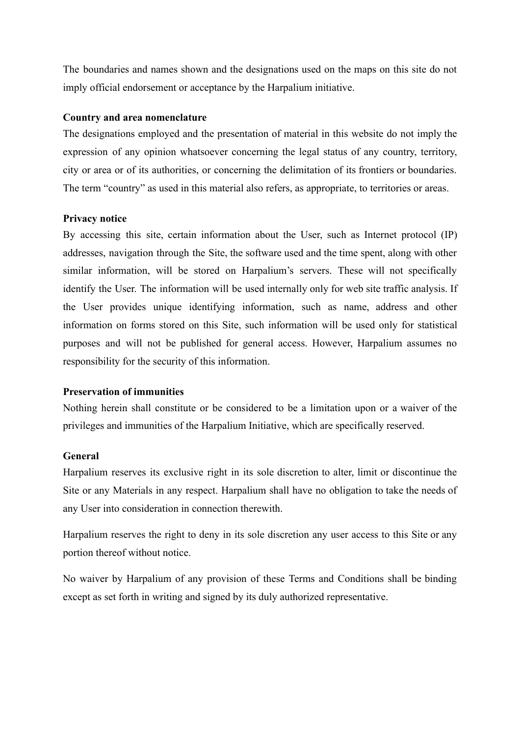The boundaries and names shown and the designations used on the maps on this site do not imply official endorsement or acceptance by the Harpalium initiative.

**Country and area nomenclature**

The designations employed and the presentation of material in this website do not imply the expression of any opinion whatsoever concerning the legal status of any country, territory, city or area or of its authorities, or concerning the delimitation of its frontiers or boundaries. The term "country" as used in this material also refers, as appropriate, to territories or areas.

**Privacy notice**

By accessing this site, certain information about the User, such as Internet protocol (IP) addresses, navigation through the Site, the software used and the time spent, along with other similar information, will be stored on Harpalium's servers. These will not specifically identify the User. The information will be used internally only for web site traffic analysis. If the User provides unique identifying information, such as name, address and other information on forms stored on this Site, such information will be used only for statistical purposes and will not be published for general access. However, Harpalium assumes no responsibility for the security of this information.

**Preservation of immunities**

Nothing herein shall constitute or be considered to be a limitation upon or a waiver of the privileges and immunities of the Harpalium Initiative, which are specifically reserved.

**General**

Harpalium reserves its exclusive right in its sole discretion to alter, limit or discontinue the Site or any Materials in any respect. Harpalium shall have no obligation to take the needs of any User into consideration in connection therewith.

Harpalium reserves the right to deny in its sole discretion any user access to this Site or any portion thereof without notice.

No waiver by Harpalium of any provision of these Terms and Conditions shall be binding except as set forth in writing and signed by its duly authorized representative.